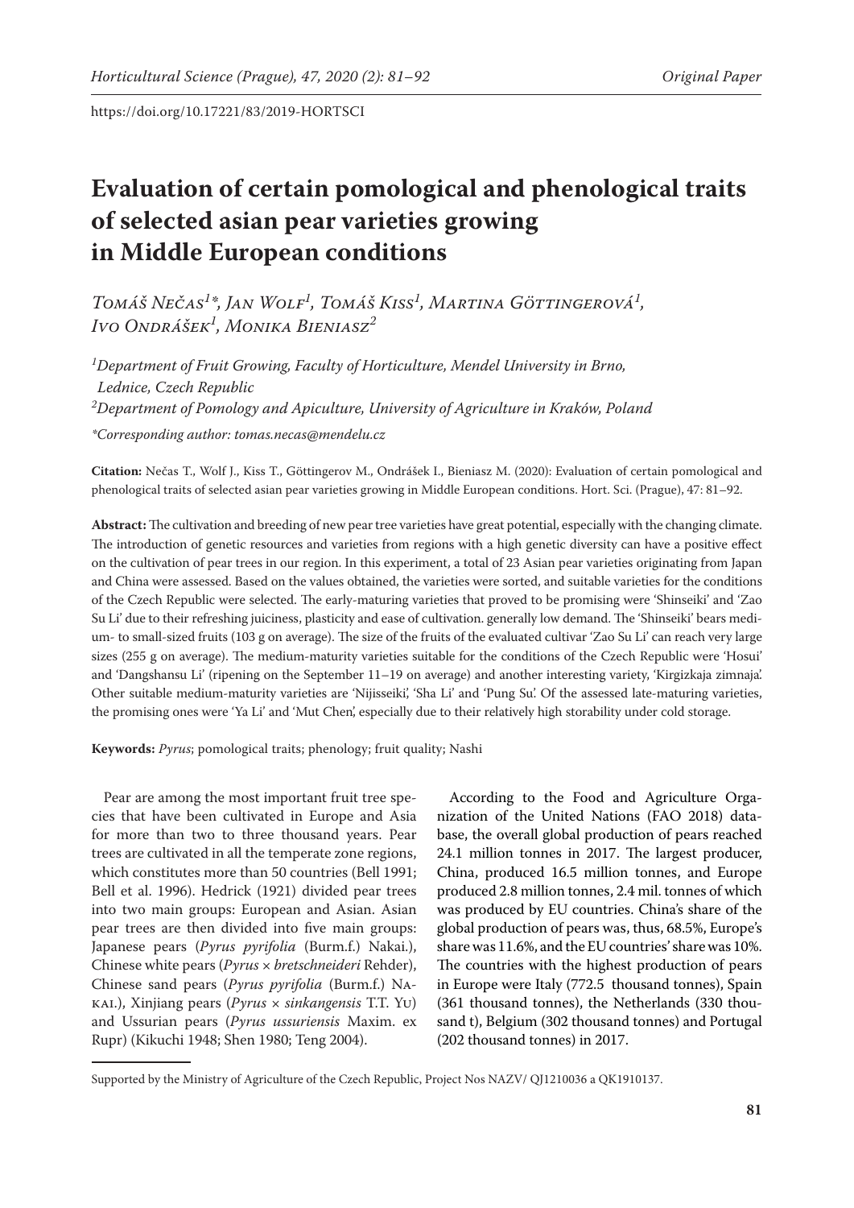https://doi.org/10.17221/83/2019-HORTSCI

# Evaluation of certain pomological and phenological traits of selected asian pear varieties growing in Middle European conditions

*Tomáš Nečas[1]\*, Jan Wolf[1], Tomáš Kiss[1], Martina Göttingerová[1], Ivo Ondrášek[1], Monika Bieniasz[2]*

*[1]Department of Fruit Growing, Faculty of Horticulture, Mendel University in Brno, Lednice, Czech Republic*

*[2]Department of Pomology and Apiculture, University of Agriculture in Kraków, Poland*

*\*Corresponding author: tomas.necas@mendelu.cz*

**Citation:** Nečas T., Wolf J., Kiss T., Göttingerov M., Ondrášek I., Bieniasz M. (2020): Evaluation of certain pomological and phenological traits of selected asian pear varieties growing in Middle European conditions. Hort. Sci. (Prague), 47: 81–92.

**Abstract:** The cultivation and breeding of new pear tree varieties have great potential, especially with the changing climate. The introduction of genetic resources and varieties from regions with a high genetic diversity can have a positive effect on the cultivation of pear trees in our region. In this experiment, a total of 23 Asian pear varieties originating from Japan and China were assessed. Based on the values obtained, the varieties were sorted, and suitable varieties for the conditions of the Czech Republic were selected. The early-maturing varieties that proved to be promising were 'Shinseiki' and 'Zao Su Li' due to their refreshing juiciness, plasticity and ease of cultivation. generally low demand. The 'Shinseiki' bears medium- to small-sized fruits (103 g on average). The size of the fruits of the evaluated cultivar 'Zao Su Li' can reach very large sizes (255 g on average). The medium-maturity varieties suitable for the conditions of the Czech Republic were 'Hosui' and 'Dangshansu Li' (ripening on the September 11–19 on average) and another interesting variety, 'Kirgizkaja zimnaja'. Other suitable medium-maturity varieties are 'Nijisseiki', 'Sha Li' and 'Pung Su'. Of the assessed late-maturing varieties, the promising ones were 'Ya Li' and 'Mut Chen', especially due to their relatively high storability under cold storage.

**Keywords:** *Pyrus*; pomological traits; phenology; fruit quality; Nashi

Pear are among the most important fruit tree species that have been cultivated in Europe and Asia for more than two to three thousand years. Pear trees are cultivated in all the temperate zone regions, which constitutes more than 50 countries (Bell 1991; Bell et al. 1996). Hedrick (1921) divided pear trees into two main groups: European and Asian. Asian pear trees are then divided into five main groups: Japanese pears (*Pyrus pyrifolia* (Burm.f.) Nakai.), Chinese white pears (*Pyrus* × *bretschneideri* Rehder), Chinese sand pears (*Pyrus pyrifolia* (Burm.f.) Nakai.), Xinjiang pears (*Pyrus* × *sinkangensis* T.T. Yu) and Ussurian pears (*Pyrus ussuriensis* Maxim. ex Rupr) (Kikuchi 1948; Shen 1980; Teng 2004).

According to the Food and Agriculture Organization of the United Nations (FAO 2018) database, the overall global production of pears reached 24.1 million tonnes in 2017. The largest producer, China, produced 16.5 million tonnes, and Europe produced 2.8 million tonnes, 2.4 mil. tonnes of which was produced by EU countries. China's share of the global production of pears was, thus, 68.5%, Europe's share was 11.6%, and the EU countries' share was 10%. The countries with the highest production of pears in Europe were Italy (772.5 thousand tonnes), Spain (361 thousand tonnes), the Netherlands (330 thousand t), Belgium (302 thousand tonnes) and Portugal (202 thousand tonnes) in 2017.

Supported by the Ministry of Agriculture of the Czech Republic, Project Nos NAZV/ QJ1210036 a QK1910137.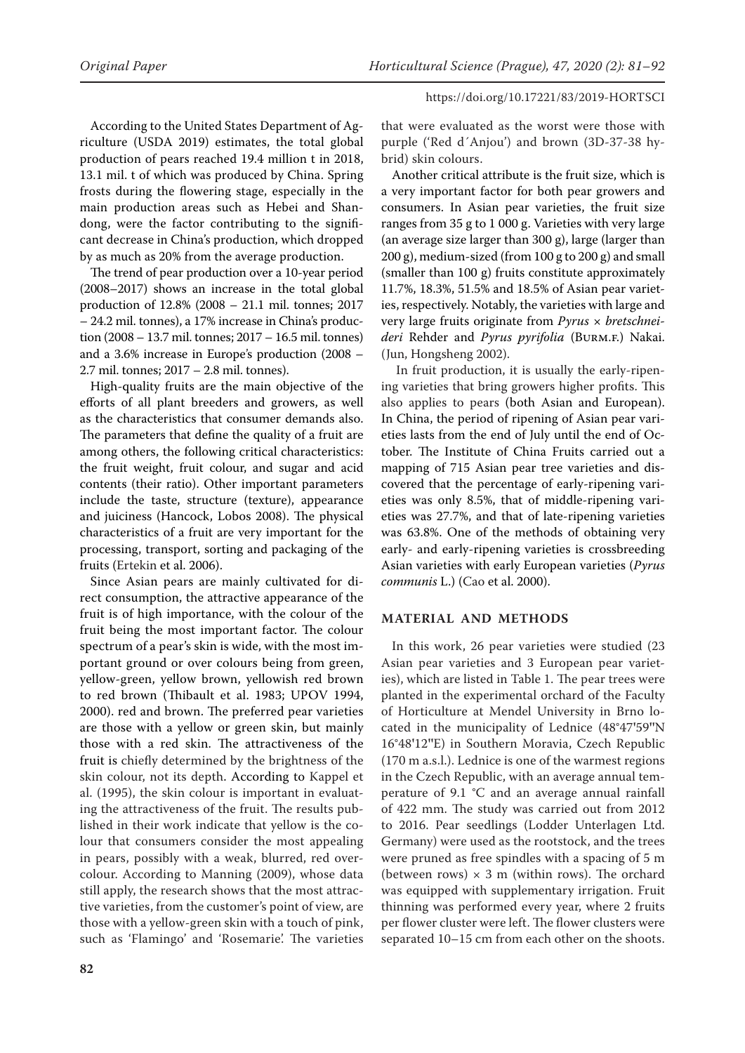According to the United States Department of Agriculture (USDA 2019) estimates, the total global production of pears reached 19.4 million t in 2018, 13.1 mil. t of which was produced by China. Spring frosts during the flowering stage, especially in the main production areas such as Hebei and Shandong, were the factor contributing to the significant decrease in China's production, which dropped by as much as 20% from the average production.

The trend of pear production over a 10-year period (2008–2017) shows an increase in the total global production of 12.8% (2008 – 21.1 mil. tonnes; 2017 – 24.2 mil. tonnes), a 17% increase in China's production (2008 – 13.7 mil. tonnes; 2017 – 16.5 mil. tonnes) and a 3.6% increase in Europe's production (2008 – 2.7 mil. tonnes; 2017 – 2.8 mil. tonnes).

High-quality fruits are the main objective of the efforts of all plant breeders and growers, as well as the characteristics that consumer demands also. The parameters that define the quality of a fruit are among others, the following critical characteristics: the fruit weight, fruit colour, and sugar and acid contents (their ratio). Other important parameters include the taste, structure (texture), appearance and juiciness (Hancock, Lobos 2008). The physical characteristics of a fruit are very important for the processing, transport, sorting and packaging of the fruits (Ertekin et al. 2006).

Since Asian pears are mainly cultivated for direct consumption, the attractive appearance of the fruit is of high importance, with the colour of the fruit being the most important factor. The colour spectrum of a pear's skin is wide, with the most important ground or over colours being from green, yellow-green, yellow brown, yellowish red brown to red brown (Thibault et al. 1983; UPOV 1994, 2000). red and brown. The preferred pear varieties are those with a yellow or green skin, but mainly those with a red skin. The attractiveness of the fruit is chiefly determined by the brightness of the skin colour, not its depth. According to Kappel et al. (1995), the skin colour is important in evaluating the attractiveness of the fruit. The results published in their work indicate that yellow is the colour that consumers consider the most appealing in pears, possibly with a weak, blurred, red overcolour. According to Manning (2009), whose data still apply, the research shows that the most attractive varieties, from the customer's point of view, are those with a yellow-green skin with a touch of pink, such as 'Flamingo' and 'Rosemarie'. The varieties that were evaluated as the worst were those with purple ('Red d´Anjou') and brown (3D-37-38 hybrid) skin colours.

Another critical attribute is the fruit size, which is a very important factor for both pear growers and consumers. In Asian pear varieties, the fruit size ranges from 35 g to 1 000 g. Varieties with very large (an average size larger than 300 g), large (larger than 200 g), medium-sized (from 100 g to 200 g) and small (smaller than 100 g) fruits constitute approximately 11.7%, 18.3%, 51.5% and 18.5% of Asian pear varieties, respectively. Notably, the varieties with large and very large fruits originate from *Pyrus* × *bretschneideri* Rehder and *Pyrus pyrifolia* (Burm.f.) Nakai. (Jun, Hongsheng 2002).

In fruit production, it is usually the early-ripening varieties that bring growers higher profits. This also applies to pears (both Asian and European). In China, the period of ripening of Asian pear varieties lasts from the end of July until the end of October. The Institute of China Fruits carried out a mapping of 715 Asian pear tree varieties and discovered that the percentage of early-ripening varieties was only 8.5%, that of middle-ripening varieties was 27.7%, and that of late-ripening varieties was 63.8%. One of the methods of obtaining very early- and early-ripening varieties is crossbreeding Asian varieties with early European varieties (*Pyrus communis* L.) (Cao et al. 2000).

## MATERIAL AND METHODS

In this work, 26 pear varieties were studied (23 Asian pear varieties and 3 European pear varieties), which are listed in Table 1. The pear trees were planted in the experimental orchard of the Faculty of Horticulture at Mendel University in Brno located in the municipality of Lednice (48°47'59"N 16°48'12"E) in Southern Moravia, Czech Republic (170 m a.s.l.). Lednice is one of the warmest regions in the Czech Republic, with an average annual temperature of 9.1 °C and an average annual rainfall of 422 mm. The study was carried out from 2012 to 2016. Pear seedlings (Lodder Unterlagen Ltd. Germany) were used as the rootstock, and the trees were pruned as free spindles with a spacing of 5 m (between rows) × 3 m (within rows). The orchard was equipped with supplementary irrigation. Fruit thinning was performed every year, where 2 fruits per flower cluster were left. The flower clusters were separated 10–15 cm from each other on the shoots.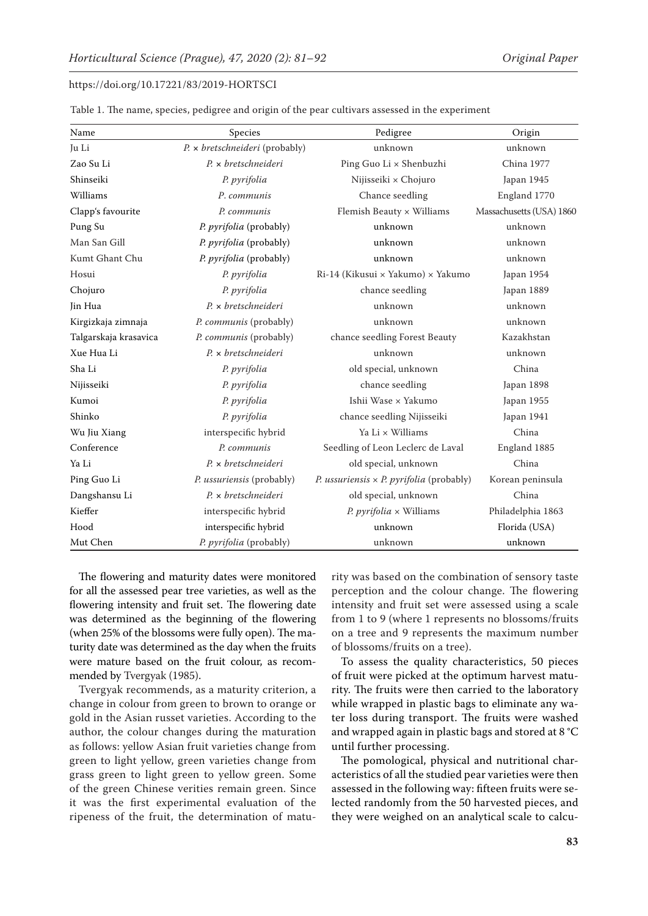Table 1. The name, species, pedigree and origin of the pear cultivars assessed in the experiment

| Name | Species | Pedigree | Origin |
|---|---|---|---|
| Ju Li | *P.* × *bretschneideri* (probably) | unknown | unknown |
| Zao Su Li | *P.* × *bretschneideri* | Ping Guo Li × Shenbuzhi | China 1977 |
| Shinseiki | *P. pyrifolia* | Nijisseiki × Chojuro | Japan 1945 |
| Williams | *P. communis* | Chance seedling | England 1770 |
| Clapp's favourite | *P. communis* | Flemish Beauty × Williams | Massachusetts (USA) 1860 |
| Pung Su | *P. pyrifolia* (probably) | unknown | unknown |
| Man San Gill | *P. pyrifolia* (probably) | unknown | unknown |
| Kumt Ghant Chu | *P. pyrifolia* (probably) | unknown | unknown |
| Hosui | *P. pyrifolia* | Ri-14 (Kikusui × Yakumo) × Yakumo | Japan 1954 |
| Chojuro | *P. pyrifolia* | chance seedling | Japan 1889 |
| Jin Hua | *P.* × *bretschneideri* | unknown | unknown |
| Kirgizkaja zimnaja | *P. communis* (probably) | unknown | unknown |
| Talgarskaja krasavica | *P. communis* (probably) | chance seedling Forest Beauty | Kazakhstan |
| Xue Hua Li | *P.* × *bretschneideri* | unknown | unknown |
| Sha Li | *P. pyrifolia* | old special, unknown | China |
| Nijisseiki | *P. pyrifolia* | chance seedling | Japan 1898 |
| Kumoi | *P. pyrifolia* | Ishii Wase × Yakumo | Japan 1955 |
| Shinko | *P. pyrifolia* | chance seedling Nijisseiki | Japan 1941 |
| Wu Jiu Xiang | interspecific hybrid | Ya Li × Williams | China |
| Conference | *P. communis* | Seedling of Leon Leclerc de Laval | England 1885 |
| Ya Li | *P.* × *bretschneideri* | old special, unknown | China |
| Ping Guo Li | *P. ussuriensis* (probably) | *P. ussuriensis* × *P. pyrifolia* (probably) | Korean peninsula |
| Dangshansu Li | *P.* × *bretschneideri* | old special, unknown | China |
| Kieffer | interspecific hybrid | *P. pyrifolia* × Williams | Philadelphia 1863 |
| Hood | interspecific hybrid | unknown | Florida (USA) |
| Mut Chen | *P. pyrifolia* (probably) | unknown | unknown |

The flowering and maturity dates were monitored for all the assessed pear tree varieties, as well as the flowering intensity and fruit set. The flowering date was determined as the beginning of the flowering (when 25% of the blossoms were fully open). The maturity date was determined as the day when the fruits were mature based on the fruit colour, as recommended by Tvergyak (1985).

Tvergyak recommends, as a maturity criterion, a change in colour from green to brown to orange or gold in the Asian russet varieties. According to the author, the colour changes during the maturation as follows: yellow Asian fruit varieties change from green to light yellow, green varieties change from grass green to light green to yellow green. Some of the green Chinese verities remain green. Since it was the first experimental evaluation of the ripeness of the fruit, the determination of maturity was based on the combination of sensory taste perception and the colour change. The flowering intensity and fruit set were assessed using a scale from 1 to 9 (where 1 represents no blossoms/fruits on a tree and 9 represents the maximum number of blossoms/fruits on a tree).

To assess the quality characteristics, 50 pieces of fruit were picked at the optimum harvest maturity. The fruits were then carried to the laboratory while wrapped in plastic bags to eliminate any water loss during transport. The fruits were washed and wrapped again in plastic bags and stored at 8 °C until further processing.

The pomological, physical and nutritional characteristics of all the studied pear varieties were then assessed in the following way: fifteen fruits were selected randomly from the 50 harvested pieces, and they were weighed on an analytical scale to calcu-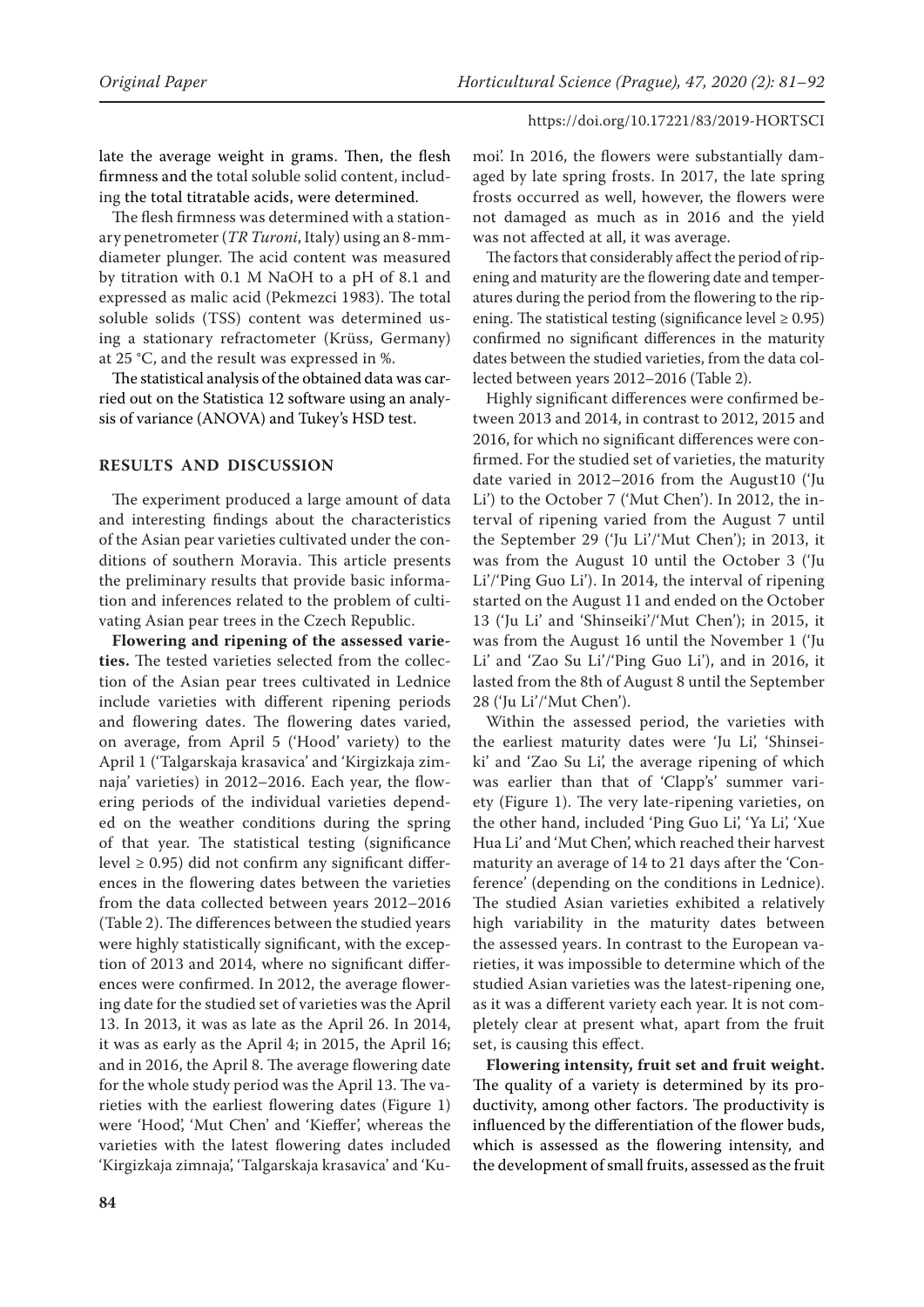late the average weight in grams. Then, the flesh firmness and the total soluble solid content, including the total titratable acids, were determined.

The flesh firmness was determined with a stationary penetrometer (*TR Turoni*, Italy) using an 8-mm-diameter plunger. The acid content was measured by titration with 0.1 M NaOH to a pH of 8.1 and expressed as malic acid (Pekmezci 1983). The total soluble solids (TSS) content was determined using a stationary refractometer (Krüss, Germany) at 25 °C, and the result was expressed in %.

The statistical analysis of the obtained data was carried out on the Statistica 12 software using an analysis of variance (ANOVA) and Tukey's HSD test.

## RESULTS AND DISCUSSION

The experiment produced a large amount of data and interesting findings about the characteristics of the Asian pear varieties cultivated under the conditions of southern Moravia. This article presents the preliminary results that provide basic information and inferences related to the problem of cultivating Asian pear trees in the Czech Republic.

**Flowering and ripening of the assessed varieties.** The tested varieties selected from the collection of the Asian pear trees cultivated in Lednice include varieties with different ripening periods and flowering dates. The flowering dates varied, on average, from April 5 ('Hood' variety) to the April 1 ('Talgarskaja krasavica' and 'Kirgizkaja zimnaja' varieties) in 2012–2016. Each year, the flowering periods of the individual varieties depended on the weather conditions during the spring of that year. The statistical testing (significance level ≥ 0.95) did not confirm any significant differences in the flowering dates between the varieties from the data collected between years 2012–2016 (Table 2). The differences between the studied years were highly statistically significant, with the exception of 2013 and 2014, where no significant differences were confirmed. In 2012, the average flowering date for the studied set of varieties was the April 13. In 2013, it was as late as the April 26. In 2014, it was as early as the April 4; in 2015, the April 16; and in 2016, the April 8. The average flowering date for the whole study period was the April 13. The varieties with the earliest flowering dates (Figure 1) were 'Hood', 'Mut Chen' and 'Kieffer', whereas the varieties with the latest flowering dates included 'Kirgizkaja zimnaja', 'Talgarskaja krasavica' and 'Kumoi'. In 2016, the flowers were substantially damaged by late spring frosts. In 2017, the late spring frosts occurred as well, however, the flowers were not damaged as much as in 2016 and the yield was not affected at all, it was average.

The factors that considerably affect the period of ripening and maturity are the flowering date and temperatures during the period from the flowering to the ripening. The statistical testing (significance level ≥ 0.95) confirmed no significant differences in the maturity dates between the studied varieties, from the data collected between years 2012–2016 (Table 2).

Highly significant differences were confirmed between 2013 and 2014, in contrast to 2012, 2015 and 2016, for which no significant differences were confirmed. For the studied set of varieties, the maturity date varied in 2012–2016 from the August10 ('Ju Li') to the October 7 ('Mut Chen'). In 2012, the interval of ripening varied from the August 7 until the September 29 ('Ju Li'/'Mut Chen'); in 2013, it was from the August 10 until the October 3 ('Ju Li'/'Ping Guo Li'). In 2014, the interval of ripening started on the August 11 and ended on the October 13 ('Ju Li' and 'Shinseiki'/'Mut Chen'); in 2015, it was from the August 16 until the November 1 ('Ju Li' and 'Zao Su Li'/'Ping Guo Li'), and in 2016, it lasted from the 8th of August 8 until the September 28 ('Ju Li'/'Mut Chen').

Within the assessed period, the varieties with the earliest maturity dates were 'Ju Li', 'Shinseiki' and 'Zao Su Li', the average ripening of which was earlier than that of 'Clapp's' summer variety (Figure 1). The very late-ripening varieties, on the other hand, included 'Ping Guo Li', 'Ya Li', 'Xue Hua Li' and 'Mut Chen', which reached their harvest maturity an average of 14 to 21 days after the 'Conference' (depending on the conditions in Lednice). The studied Asian varieties exhibited a relatively high variability in the maturity dates between the assessed years. In contrast to the European varieties, it was impossible to determine which of the studied Asian varieties was the latest-ripening one, as it was a different variety each year. It is not completely clear at present what, apart from the fruit set, is causing this effect.

**Flowering intensity, fruit set and fruit weight.** The quality of a variety is determined by its productivity, among other factors. The productivity is influenced by the differentiation of the flower buds, which is assessed as the flowering intensity, and the development of small fruits, assessed as the fruit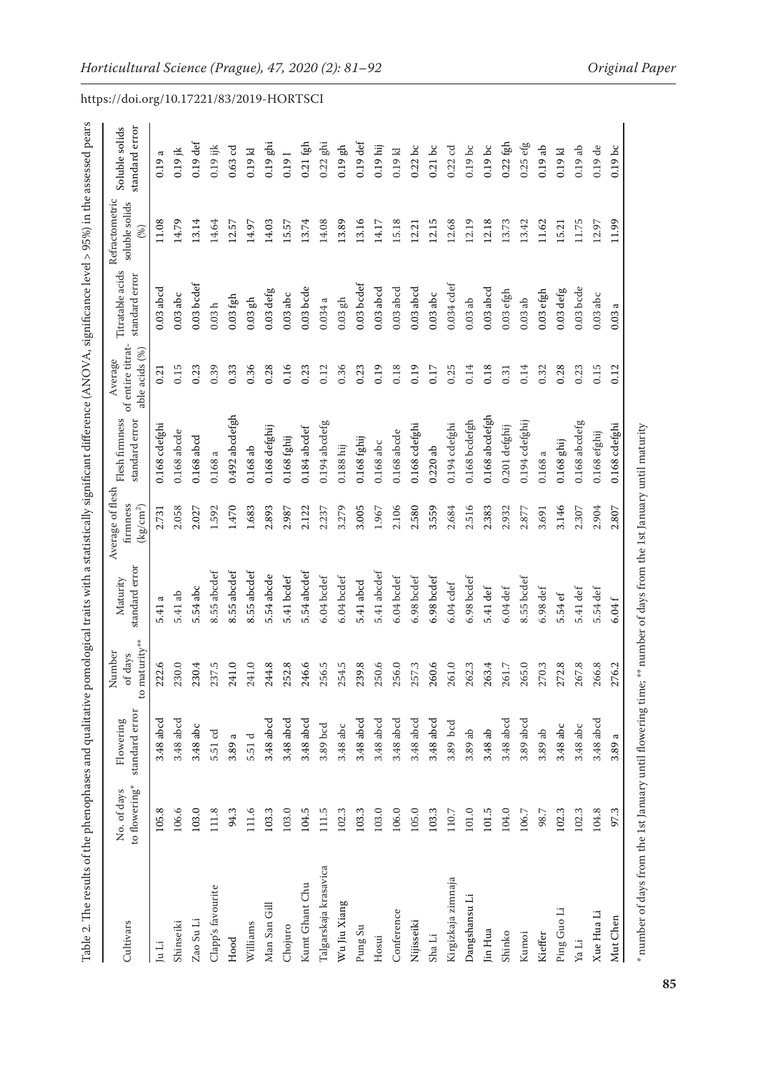https://doi.org/10.17221/83/2019-HORTSCI

Table 2. The results of the phenophases and qualitative pomological traits with a statistically significant difference (ANOVA, significance level > 95%) in the assessed pears

| Cultivars | No. of days to flowering* | Flowering standard error | Number of days to maturity** | Maturity standard error | Average of flesh firmness (kg/cm²) | Flesh firmness standard error | Average of entire titratable acids (%) | Titratable acids standard error | Refractometric soluble solids (%) | Soluble solids standard error |
|---|---|---|---|---|---|---|---|---|---|---|
| Ju Li | 105.8 | 3.48 abcd | 222.6 | 5.41 a | 2.731 | 0.168 cdefghi | 0.21 | 0.03 abcd | 11.08 | 0.19 a |
| Shinseiki | 106.6 | 3.48 abcd | 230.0 | 5.41 ab | 2.058 | 0.168 abcde | 0.15 | 0.03 abc | 14.79 | 0.19 jk |
| Zao Su Li | 103.0 | 3.48 abc | 230.4 | 5.54 abc | 2.027 | 0.168 abcd | 0.23 | 0.03 bcdef | 13.14 | 0.19 def |
| Clapp's favourite | 111.8 | 5.51 cd | 237.5 | 8.55 abcdef | 1.592 | 0.168 a | 0.39 | 0.03 h | 14.64 | 0.19 ijk |
| Hood | 94.3 | 3.89 a | 241.0 | 8.55 abcdef | 1.470 | 0.492 abcdefgh | 0.33 | 0.03 fgh | 12.57 | 0.63 cd |
| Williams | 111.6 | 5.51 d | 241.0 | 8.55 abcdef | 1.683 | 0.168 ab | 0.36 | 0.03 gh | 14.97 | 0.19 kl |
| Man San Gill | 103.3 | 3.48 abcd | 244.8 | 5.54 abcde | 2.893 | 0.168 defghij | 0.28 | 0.03 defg | 14.03 | 0.19 ghi |
| Chojuro | 103.0 | 3.48 abcd | 252.8 | 5.41 bcdef | 2.987 | 0.168 fghij | 0.16 | 0.03 abc | 15.57 | 0.19 l |
| Kumt Ghant Chu | 104.5 | 3.48 abcd | 246.6 | 5.54 abcdef | 2.122 | 0.184 abcdef | 0.23 | 0.03 bcde | 13.74 | 0.21 fgh |
| Talgarskaja krasavica | 111.5 | 3.89 bcd | 256.5 | 6.04 bcdef | 2.237 | 0.194 abcdefg | 0.12 | 0.034 a | 14.08 | 0.22 ghi |
| Wu Jiu Xiang | 102.3 | 3.48 abc | 254.5 | 6.04 bcdef | 3.279 | 0.188 hij | 0.36 | 0.03 gh | 13.89 | 0.19 gh |
| Pung Su | 103.3 | 3.48 abcd | 239.8 | 5.41 abcd | 3.005 | 0.168 fghij | 0.23 | 0.03 bcdef | 13.16 | 0.19 def |
| Hosui | 103.0 | 3.48 abcd | 250.6 | 5.41 abcdef | 1.967 | 0.168 abc | 0.19 | 0.03 abcd | 14.17 | 0.19 hij |
| Conference | 106.0 | 3.48 abcd | 256.0 | 6.04 bcdef | 2.106 | 0.168 abcde | 0.18 | 0.03 abcd | 15.18 | 0.19 kl |
| Nijisseiki | 105.0 | 3.48 abcd | 257.3 | 6.98 bcdef | 2.580 | 0.168 cdefghi | 0.19 | 0.03 abcd | 12.21 | 0.22 bc |
| Sha Li | 103.3 | 3.48 abcd | 260.6 | 6.98 bcdef | 3.559 | 0.220 ab | 0.17 | 0.03 abc | 12.15 | 0.21 bc |
| Kirgizkaja zimnaja | 110.7 | 3.89 bcd | 261.0 | 6.04 cdef | 2.684 | 0.194 cdefghi | 0.25 | 0.034 cdef | 12.68 | 0.22 cd |
| Dangshansu Li | 101.0 | 3.89 ab | 262.3 | 6.98 bcdef | 2.516 | 0.168 bcdefgh | 0.14 | 0.03 ab | 12.19 | 0.19 bc |
| Jin Hua | 101.5 | 3.48 ab | 263.4 | 5.41 def | 2.383 | 0.168 abcdefgh | 0.18 | 0.03 abcd | 12.18 | 0.19 bc |
| Shinko | 104.0 | 3.48 abcd | 261.7 | 6.04 def | 2.932 | 0.201 defghij | 0.31 | 0.03 efgh | 13.73 | 0.22 fgh |
| Kumoi | 106.7 | 3.89 abcd | 265.0 | 8.55 bcdef | 2.877 | 0.194 cdefghij | 0.14 | 0.03 ab | 13.42 | 0.25 efg |
| Kieffer | 98.7 | 3.89 ab | 270.3 | 6.98 def | 3.691 | 0.168 a | 0.32 | 0.03 efgh | 11.62 | 0.19 ab |
| Ping Guo Li | 102.3 | 3.48 abc | 272.8 | 5.54 ef | 3.146 | 0.168 ghij | 0.28 | 0.03 defg | 15.21 | 0.19 kl |
| Ya Li | 102.3 | 3.48 abc | 267.8 | 5.41 def | 2.307 | 0.168 abcdefg | 0.23 | 0.03 bcde | 11.75 | 0.19 ab |
| Xue Hua Li | 104.8 | 3.48 abcd | 266.8 | 5.54 def | 2.904 | 0.168 efghij | 0.15 | 0.03 abc | 12.97 | 0.19 de |
| Mut Chen | 97.3 | 3.89 a | 276.2 | 6.04 f | 2.807 | 0.168 cdefghi | 0.12 | 0.03 a | 11.99 | 0.19 bc |

\* number of days from the 1st January until flowering time; \*\* number of days from the 1st January until maturity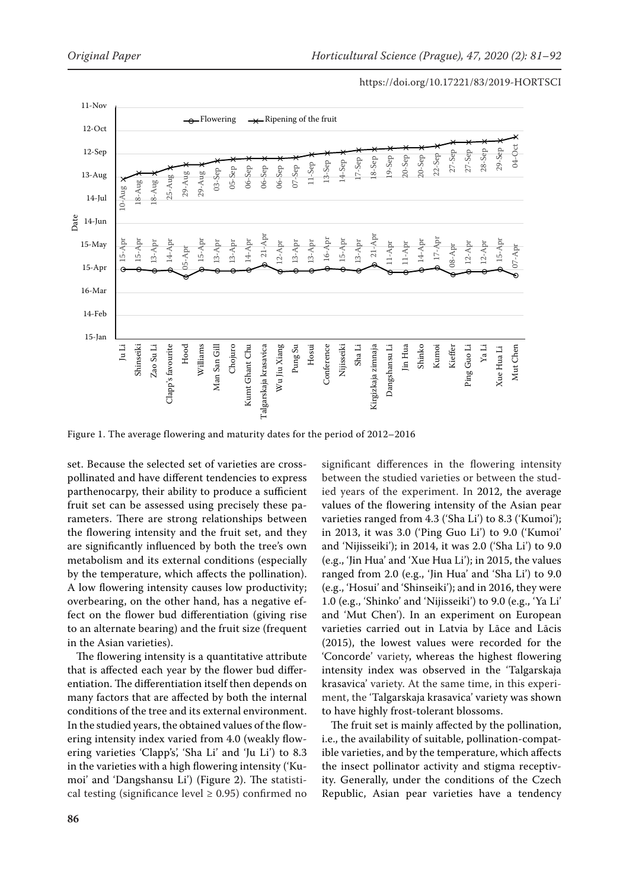Figure 1. The average flowering and maturity dates for the period of 2012–2016

set. Because the selected set of varieties are cross-pollinated and have different tendencies to express parthenocarpy, their ability to produce a sufficient fruit set can be assessed using precisely these parameters. There are strong relationships between the flowering intensity and the fruit set, and they are significantly influenced by both the tree's own metabolism and its external conditions (especially by the temperature, which affects the pollination). A low flowering intensity causes low productivity; overbearing, on the other hand, has a negative effect on the flower bud differentiation (giving rise to an alternate bearing) and the fruit size (frequent in the Asian varieties).

The flowering intensity is a quantitative attribute that is affected each year by the flower bud differentiation. The differentiation itself then depends on many factors that are affected by both the internal conditions of the tree and its external environment. In the studied years, the obtained values of the flowering intensity index varied from 4.0 (weakly flowering varieties 'Clapp's', 'Sha Li' and 'Ju Li') to 8.3 in the varieties with a high flowering intensity ('Kumoi' and 'Dangshansu Li') (Figure 2). The statistical testing (significance level ≥ 0.95) confirmed no significant differences in the flowering intensity between the studied varieties or between the studied years of the experiment. In 2012, the average values of the flowering intensity of the Asian pear varieties ranged from 4.3 ('Sha Li') to 8.3 ('Kumoi'); in 2013, it was 3.0 ('Ping Guo Li') to 9.0 ('Kumoi' and 'Nijisseiki'); in 2014, it was 2.0 ('Sha Li') to 9.0 (e.g., 'Jin Hua' and 'Xue Hua Li'); in 2015, the values ranged from 2.0 (e.g., 'Jin Hua' and 'Sha Li') to 9.0 (e.g., 'Hosui' and 'Shinseiki'); and in 2016, they were 1.0 (e.g., 'Shinko' and 'Nijisseiki') to 9.0 (e.g., 'Ya Li' and 'Mut Chen'). In an experiment on European varieties carried out in Latvia by Lāce and Lācis (2015), the lowest values were recorded for the 'Concorde' variety, whereas the highest flowering intensity index was observed in the 'Talgarskaja krasavica' variety. At the same time, in this experiment, the 'Talgarskaja krasavica' variety was shown to have highly frost-tolerant blossoms.

The fruit set is mainly affected by the pollination, i.e., the availability of suitable, pollination-compatible varieties, and by the temperature, which affects the insect pollinator activity and stigma receptivity. Generally, under the conditions of the Czech Republic, Asian pear varieties have a tendency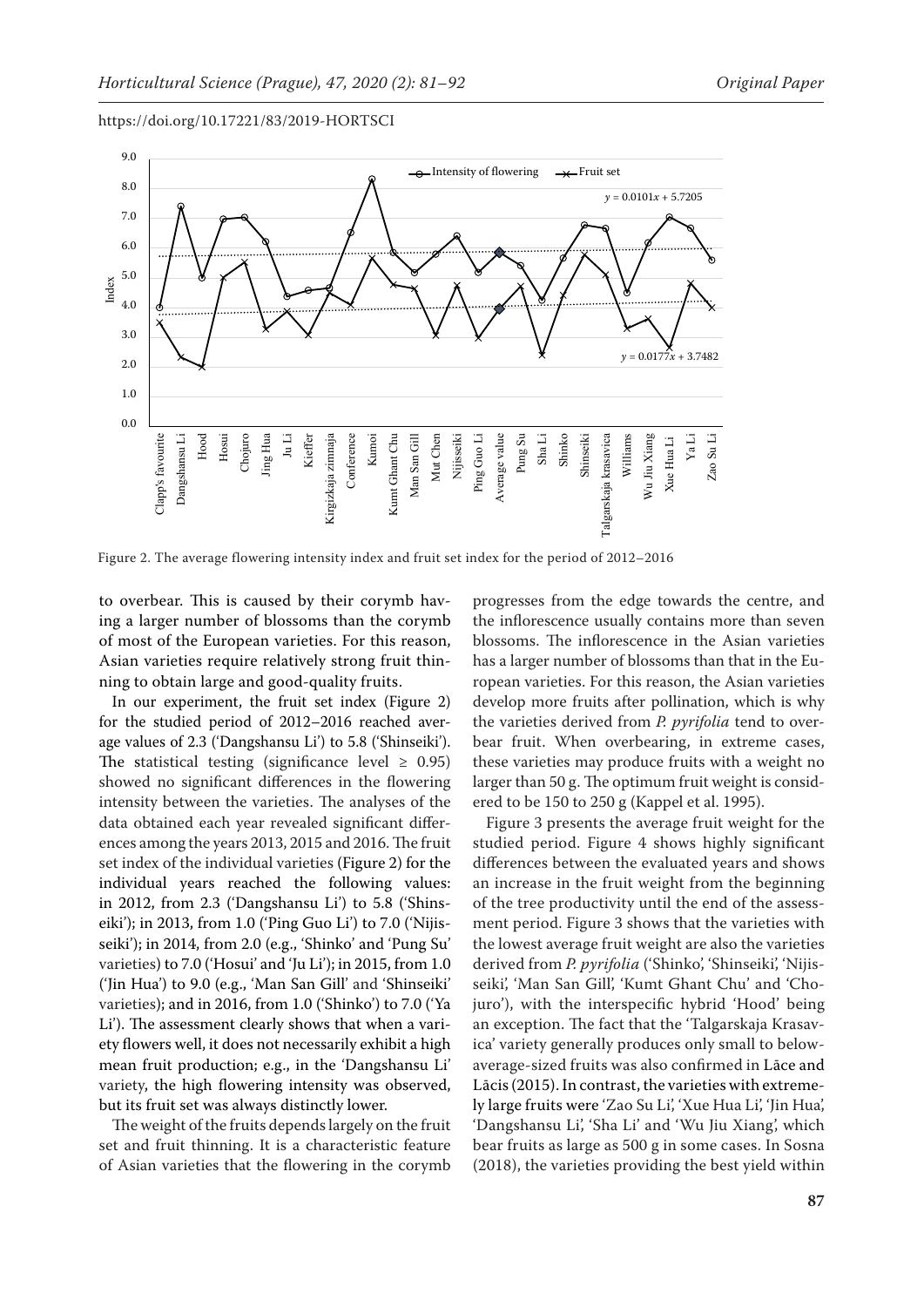Figure 2. The average flowering intensity index and fruit set index for the period of 2012–2016

to overbear. This is caused by their corymb having a larger number of blossoms than the corymb of most of the European varieties. For this reason, Asian varieties require relatively strong fruit thinning to obtain large and good-quality fruits.

In our experiment, the fruit set index (Figure 2) for the studied period of 2012–2016 reached average values of 2.3 ('Dangshansu Li') to 5.8 ('Shinseiki'). The statistical testing (significance level ≥ 0.95) showed no significant differences in the flowering intensity between the varieties. The analyses of the data obtained each year revealed significant differences among the years 2013, 2015 and 2016. The fruit set index of the individual varieties (Figure 2) for the individual years reached the following values: in 2012, from 2.3 ('Dangshansu Li') to 5.8 ('Shinseiki'); in 2013, from 1.0 ('Ping Guo Li') to 7.0 ('Nijisseiki'); in 2014, from 2.0 (e.g., 'Shinko' and 'Pung Su' varieties) to 7.0 ('Hosui' and 'Ju Li'); in 2015, from 1.0 ('Jin Hua') to 9.0 (e.g., 'Man San Gill' and 'Shinseiki' varieties); and in 2016, from 1.0 ('Shinko') to 7.0 ('Ya Li'). The assessment clearly shows that when a variety flowers well, it does not necessarily exhibit a high mean fruit production; e.g., in the 'Dangshansu Li' variety, the high flowering intensity was observed, but its fruit set was always distinctly lower.

The weight of the fruits depends largely on the fruit set and fruit thinning. It is a characteristic feature of Asian varieties that the flowering in the corymb progresses from the edge towards the centre, and the inflorescence usually contains more than seven blossoms. The inflorescence in the Asian varieties has a larger number of blossoms than that in the European varieties. For this reason, the Asian varieties develop more fruits after pollination, which is why the varieties derived from *P. pyrifolia* tend to overbear fruit. When overbearing, in extreme cases, these varieties may produce fruits with a weight no larger than 50 g. The optimum fruit weight is considered to be 150 to 250 g (Kappel et al. 1995).

Figure 3 presents the average fruit weight for the studied period. Figure 4 shows highly significant differences between the evaluated years and shows an increase in the fruit weight from the beginning of the tree productivity until the end of the assessment period. Figure 3 shows that the varieties with the lowest average fruit weight are also the varieties derived from *P. pyrifolia* ('Shinko', 'Shinseiki', 'Nijisseiki', 'Man San Gill', 'Kumt Ghant Chu' and 'Chojuro'), with the interspecific hybrid 'Hood' being an exception. The fact that the 'Talgarskaja Krasavica' variety generally produces only small to below-average-sized fruits was also confirmed in Lāce and Lācis (2015). In contrast, the varieties with extremely large fruits were 'Zao Su Li', 'Xue Hua Li', 'Jin Hua', 'Dangshansu Li', 'Sha Li' and 'Wu Jiu Xiang', which bear fruits as large as 500 g in some cases. In Sosna (2018), the varieties providing the best yield within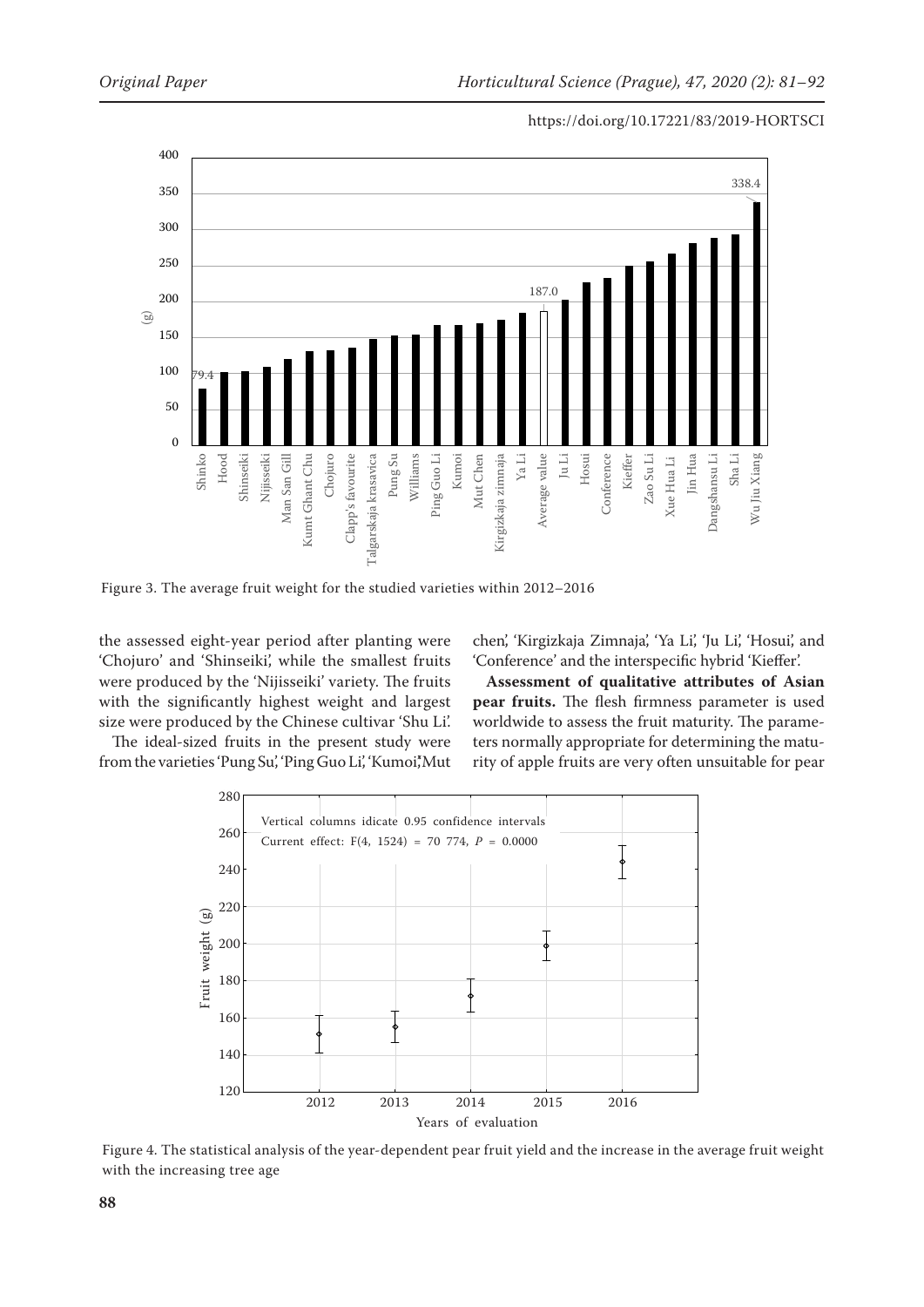Figure 3. The average fruit weight for the studied varieties within 2012–2016

the assessed eight-year period after planting were 'Chojuro' and 'Shinseiki', while the smallest fruits were produced by the 'Nijisseiki' variety. The fruits with the significantly highest weight and largest size were produced by the Chinese cultivar 'Shu Li'.

The ideal-sized fruits in the present study were from the varieties 'Pung Su', 'Ping Guo Li', 'Kumoi', 'Mut chen', 'Kirgizkaja Zimnaja', 'Ya Li', 'Ju Li', 'Hosui', and 'Conference' and the interspecific hybrid 'Kieffer'.

**Assessment of qualitative attributes of Asian pear fruits.** The flesh firmness parameter is used worldwide to assess the fruit maturity. The parameters normally appropriate for determining the maturity of apple fruits are very often unsuitable for pear

Figure 4. The statistical analysis of the year-dependent pear fruit yield and the increase in the average fruit weight with the increasing tree age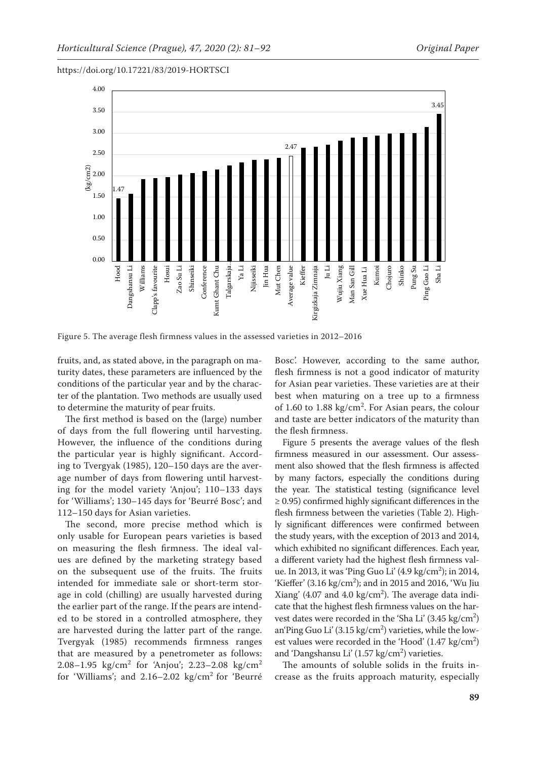Figure 5. The average flesh firmness values in the assessed varieties in 2012–2016

fruits, and, as stated above, in the paragraph on maturity dates, these parameters are influenced by the conditions of the particular year and by the character of the plantation. Two methods are usually used to determine the maturity of pear fruits.

The first method is based on the (large) number of days from the full flowering until harvesting. However, the influence of the conditions during the particular year is highly significant. According to Tvergyak (1985), 120–150 days are the average number of days from flowering until harvesting for the model variety 'Anjou'; 110–133 days for 'Williams'; 130–145 days for 'Beurré Bosc'; and 112–150 days for Asian varieties.

The second, more precise method which is only usable for European pears varieties is based on measuring the flesh firmness. The ideal values are defined by the marketing strategy based on the subsequent use of the fruits. The fruits intended for immediate sale or short-term storage in cold (chilling) are usually harvested during the earlier part of the range. If the pears are intended to be stored in a controlled atmosphere, they are harvested during the latter part of the range. Tvergyak (1985) recommends firmness ranges that are measured by a penetrometer as follows: 2.08–1.95 kg/cm$^2$ for 'Anjou'; 2.23–2.08 kg/cm$^2$ for 'Williams'; and 2.16–2.02 kg/cm$^2$ for 'Beurré Bosc'. However, according to the same author, flesh firmness is not a good indicator of maturity for Asian pear varieties. These varieties are at their best when maturing on a tree up to a firmness of 1.60 to 1.88 kg/cm$^2$. For Asian pears, the colour and taste are better indicators of the maturity than the flesh firmness.

Figure 5 presents the average values of the flesh firmness measured in our assessment. Our assessment also showed that the flesh firmness is affected by many factors, especially the conditions during the year. The statistical testing (significance level ≥ 0.95) confirmed highly significant differences in the flesh firmness between the varieties (Table 2). Highly significant differences were confirmed between the study years, with the exception of 2013 and 2014, which exhibited no significant differences. Each year, a different variety had the highest flesh firmness value. In 2013, it was 'Ping Guo Li' (4.9 kg/cm$^2$); in 2014, 'Kieffer' (3.16 kg/cm$^2$); and in 2015 and 2016, 'Wu Jiu Xiang' (4.07 and 4.0 kg/cm$^2$). The average data indicate that the highest flesh firmness values on the harvest dates were recorded in the 'Sha Li' (3.45 kg/cm$^2$) an'Ping Guo Li' (3.15 kg/cm$^2$) varieties, while the lowest values were recorded in the 'Hood' (1.47 kg/cm$^2$) and 'Dangshansu Li' (1.57 kg/cm$^2$) varieties.

The amounts of soluble solids in the fruits increase as the fruits approach maturity, especially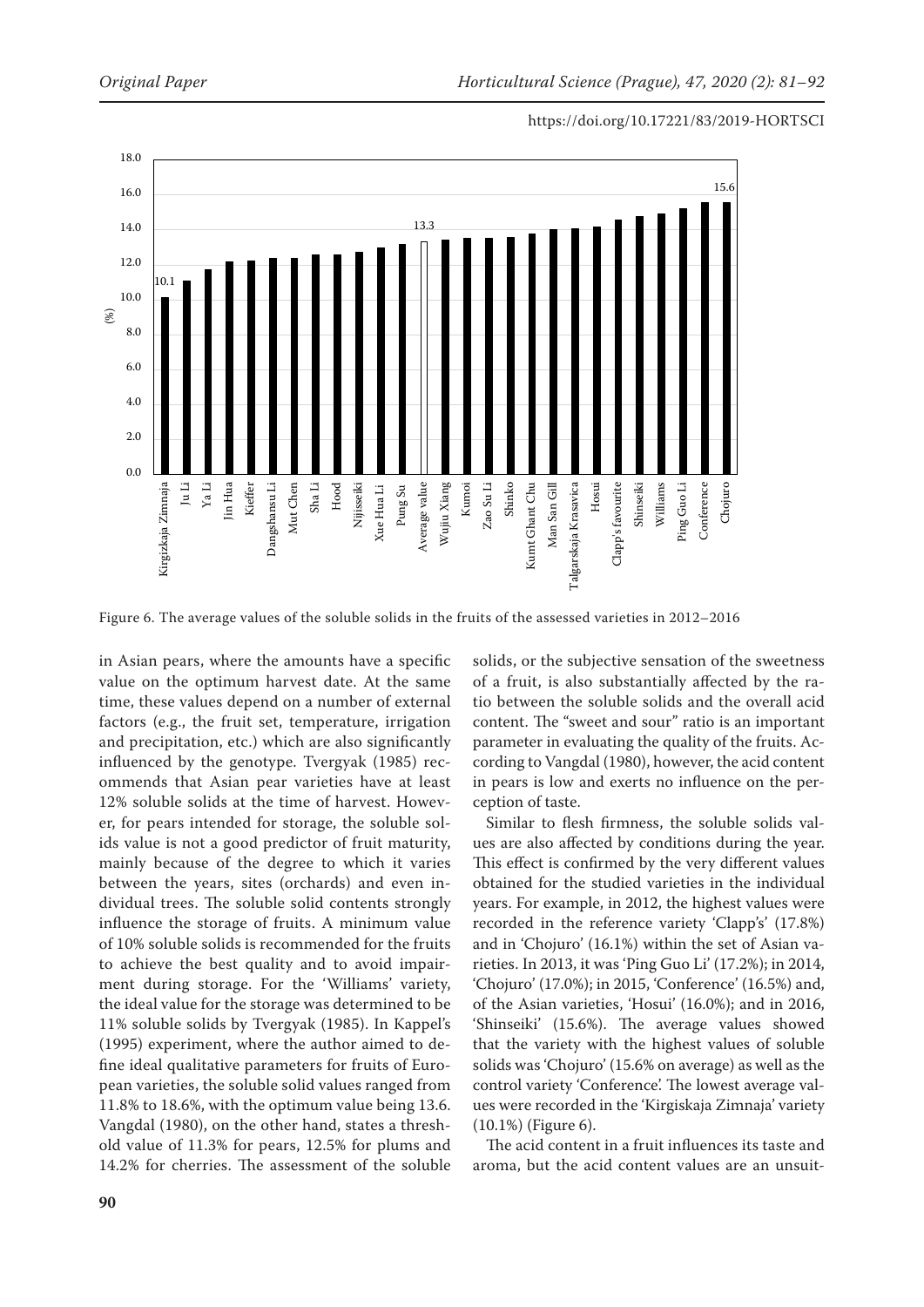Figure 6. The average values of the soluble solids in the fruits of the assessed varieties in 2012–2016

in Asian pears, where the amounts have a specific value on the optimum harvest date. At the same time, these values depend on a number of external factors (e.g., the fruit set, temperature, irrigation and precipitation, etc.) which are also significantly influenced by the genotype. Tvergyak (1985) recommends that Asian pear varieties have at least 12% soluble solids at the time of harvest. However, for pears intended for storage, the soluble solids value is not a good predictor of fruit maturity, mainly because of the degree to which it varies between the years, sites (orchards) and even individual trees. The soluble solid contents strongly influence the storage of fruits. A minimum value of 10% soluble solids is recommended for the fruits to achieve the best quality and to avoid impairment during storage. For the 'Williams' variety, the ideal value for the storage was determined to be 11% soluble solids by Tvergyak (1985). In Kappel's (1995) experiment, where the author aimed to define ideal qualitative parameters for fruits of European varieties, the soluble solid values ranged from 11.8% to 18.6%, with the optimum value being 13.6. Vangdal (1980), on the other hand, states a threshold value of 11.3% for pears, 12.5% for plums and 14.2% for cherries. The assessment of the soluble solids, or the subjective sensation of the sweetness of a fruit, is also substantially affected by the ratio between the soluble solids and the overall acid content. The "sweet and sour" ratio is an important parameter in evaluating the quality of the fruits. According to Vangdal (1980), however, the acid content in pears is low and exerts no influence on the perception of taste.

Similar to flesh firmness, the soluble solids values are also affected by conditions during the year. This effect is confirmed by the very different values obtained for the studied varieties in the individual years. For example, in 2012, the highest values were recorded in the reference variety 'Clapp's' (17.8%) and in 'Chojuro' (16.1%) within the set of Asian varieties. In 2013, it was 'Ping Guo Li' (17.2%); in 2014, 'Chojuro' (17.0%); in 2015, 'Conference' (16.5%) and, of the Asian varieties, 'Hosui' (16.0%); and in 2016, 'Shinseiki' (15.6%). The average values showed that the variety with the highest values of soluble solids was 'Chojuro' (15.6% on average) as well as the control variety 'Conference'. The lowest average values were recorded in the 'Kirgiskaja Zimnaja' variety (10.1%) (Figure 6).

The acid content in a fruit influences its taste and aroma, but the acid content values are an unsuit-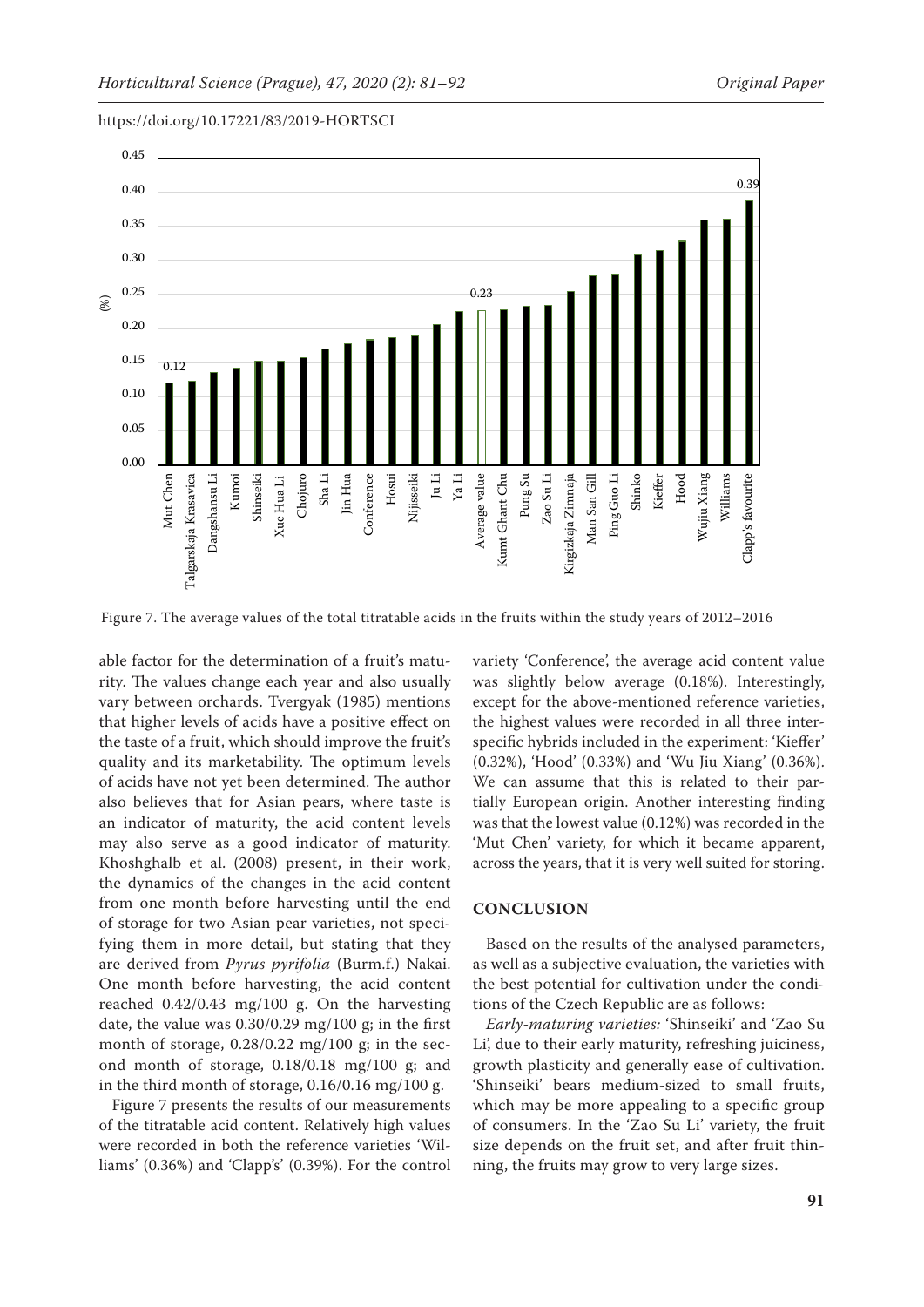Figure 7. The average values of the total titratable acids in the fruits within the study years of 2012–2016

able factor for the determination of a fruit's maturity. The values change each year and also usually vary between orchards. Tvergyak (1985) mentions that higher levels of acids have a positive effect on the taste of a fruit, which should improve the fruit's quality and its marketability. The optimum levels of acids have not yet been determined. The author also believes that for Asian pears, where taste is an indicator of maturity, the acid content levels may also serve as a good indicator of maturity. Khoshghalb et al. (2008) present, in their work, the dynamics of the changes in the acid content from one month before harvesting until the end of storage for two Asian pear varieties, not specifying them in more detail, but stating that they are derived from *Pyrus pyrifolia* (Burm.f.) Nakai. One month before harvesting, the acid content reached 0.42/0.43 mg/100 g. On the harvesting date, the value was 0.30/0.29 mg/100 g; in the first month of storage, 0.28/0.22 mg/100 g; in the second month of storage, 0.18/0.18 mg/100 g; and in the third month of storage, 0.16/0.16 mg/100 g.

Figure 7 presents the results of our measurements of the titratable acid content. Relatively high values were recorded in both the reference varieties 'Williams' (0.36%) and 'Clapp's' (0.39%). For the control variety 'Conference', the average acid content value was slightly below average (0.18%). Interestingly, except for the above-mentioned reference varieties, the highest values were recorded in all three interspecific hybrids included in the experiment: 'Kieffer' (0.32%), 'Hood' (0.33%) and 'Wu Jiu Xiang' (0.36%). We can assume that this is related to their partially European origin. Another interesting finding was that the lowest value (0.12%) was recorded in the 'Mut Chen' variety, for which it became apparent, across the years, that it is very well suited for storing.

## CONCLUSION

Based on the results of the analysed parameters, as well as a subjective evaluation, the varieties with the best potential for cultivation under the conditions of the Czech Republic are as follows:

*Early-maturing varieties:* 'Shinseiki' and 'Zao Su Li', due to their early maturity, refreshing juiciness, growth plasticity and generally ease of cultivation. 'Shinseiki' bears medium-sized to small fruits, which may be more appealing to a specific group of consumers. In the 'Zao Su Li' variety, the fruit size depends on the fruit set, and after fruit thinning, the fruits may grow to very large sizes.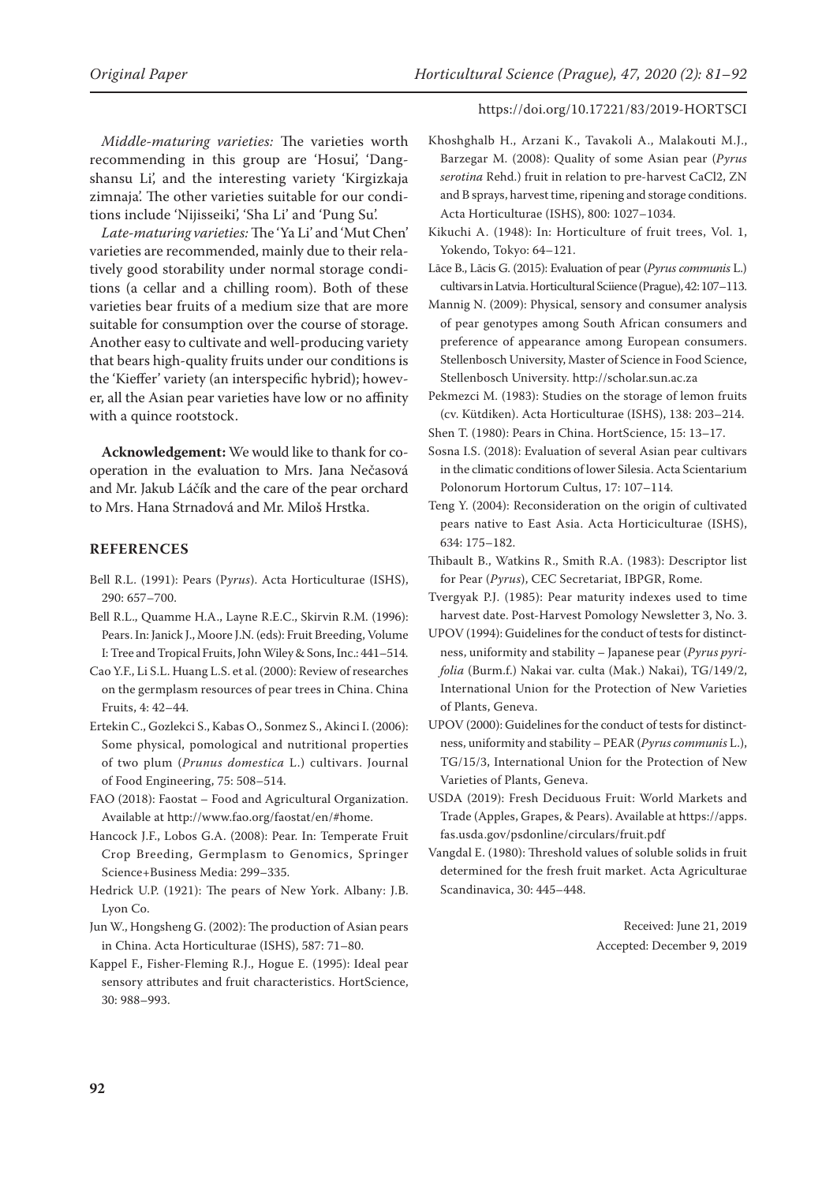*Middle-maturing varieties:* The varieties worth recommending in this group are 'Hosui', 'Dangshansu Li', and the interesting variety 'Kirgizkaja zimnaja'. The other varieties suitable for our conditions include 'Nijisseiki', 'Sha Li' and 'Pung Su'.

*Late-maturing varieties:* The 'Ya Li' and 'Mut Chen' varieties are recommended, mainly due to their relatively good storability under normal storage conditions (a cellar and a chilling room). Both of these varieties bear fruits of a medium size that are more suitable for consumption over the course of storage. Another easy to cultivate and well-producing variety that bears high-quality fruits under our conditions is the 'Kieffer' variety (an interspecific hybrid); however, all the Asian pear varieties have low or no affinity with a quince rootstock.

**Acknowledgement:** We would like to thank for cooperation in the evaluation to Mrs. Jana Nečasová and Mr. Jakub Láčík and the care of the pear orchard to Mrs. Hana Strnadová and Mr. Miloš Hrstka.

## REFERENCES

Bell R.L. (1991): Pears (P*yrus*). Acta Horticulturae (ISHS), 290: 657–700.

Bell R.L., Quamme H.A., Layne R.E.C., Skirvin R.M. (1996): Pears. In: Janick J., Moore J.N. (eds): Fruit Breeding, Volume I: Tree and Tropical Fruits, John Wiley & Sons, Inc.: 441–514.

Cao Y.F., Li S.L. Huang L.S. et al. (2000): Review of researches on the germplasm resources of pear trees in China. China Fruits, 4: 42–44.

Ertekin C., Gozlekci S., Kabas O., Sonmez S., Akinci I. (2006): Some physical, pomological and nutritional properties of two plum (*Prunus domestica* L.) cultivars. Journal of Food Engineering, 75: 508–514.

FAO (2018): Faostat – Food and Agricultural Organization. Available at http://www.fao.org/faostat/en/#home.

Hancock J.F., Lobos G.A. (2008): Pear. In: Temperate Fruit Crop Breeding, Germplasm to Genomics, Springer Science+Business Media: 299–335.

Hedrick U.P. (1921): The pears of New York. Albany: J.B. Lyon Co.

Jun W., Hongsheng G. (2002): The production of Asian pears in China. Acta Horticulturae (ISHS), 587: 71–80.

Kappel F., Fisher-Fleming R.J., Hogue E. (1995): Ideal pear sensory attributes and fruit characteristics. HortScience, 30: 988–993.

Khoshghalb H., Arzani K., Tavakoli A., Malakouti M.J., Barzegar M. (2008): Quality of some Asian pear (*Pyrus serotina* Rehd.) fruit in relation to pre-harvest CaCl2, ZN and B sprays, harvest time, ripening and storage conditions. Acta Horticulturae (ISHS), 800: 1027–1034.

Kikuchi A. (1948): In: Horticulture of fruit trees, Vol. 1, Yokendo, Tokyo: 64–121.

Lâce B., Lâcis G. (2015): Evaluation of pear (*Pyrus communis* L.) cultivars in Latvia. Horticultural Sciience (Prague), 42: 107–113.

Mannig N. (2009): Physical, sensory and consumer analysis of pear genotypes among South African consumers and preference of appearance among European consumers. Stellenbosch University, Master of Science in Food Science, Stellenbosch University. http://scholar.sun.ac.za

Pekmezci M. (1983): Studies on the storage of lemon fruits (cv. Kütdiken). Acta Horticulturae (ISHS), 138: 203–214.

Shen T. (1980): Pears in China. HortScience, 15: 13–17.

Sosna I.S. (2018): Evaluation of several Asian pear cultivars in the climatic conditions of lower Silesia. Acta Scientarium Polonorum Hortorum Cultus, 17: 107–114.

Teng Y. (2004): Reconsideration on the origin of cultivated pears native to East Asia. Acta Horticiculturae (ISHS), 634: 175–182.

Thibault B., Watkins R., Smith R.A. (1983): Descriptor list for Pear (*Pyrus*), CEC Secretariat, IBPGR, Rome.

Tvergyak P.J. (1985): Pear maturity indexes used to time harvest date. Post-Harvest Pomology Newsletter 3, No. 3.

UPOV (1994): Guidelines for the conduct of tests for distinctness, uniformity and stability – Japanese pear (*Pyrus pyrifolia* (Burm.f.) Nakai var. culta (Mak.) Nakai), TG/149/2, International Union for the Protection of New Varieties of Plants, Geneva.

UPOV (2000): Guidelines for the conduct of tests for distinctness, uniformity and stability – PEAR (*Pyrus communis* L.), TG/15/3, International Union for the Protection of New Varieties of Plants, Geneva.

USDA (2019): Fresh Deciduous Fruit: World Markets and Trade (Apples, Grapes, & Pears). Available at https://apps.fas.usda.gov/psdonline/circulars/fruit.pdf

Vangdal E. (1980): Threshold values of soluble solids in fruit determined for the fresh fruit market. Acta Agriculturae Scandinavica, 30: 445–448.

Received: June 21, 2019
Accepted: December 9, 2019